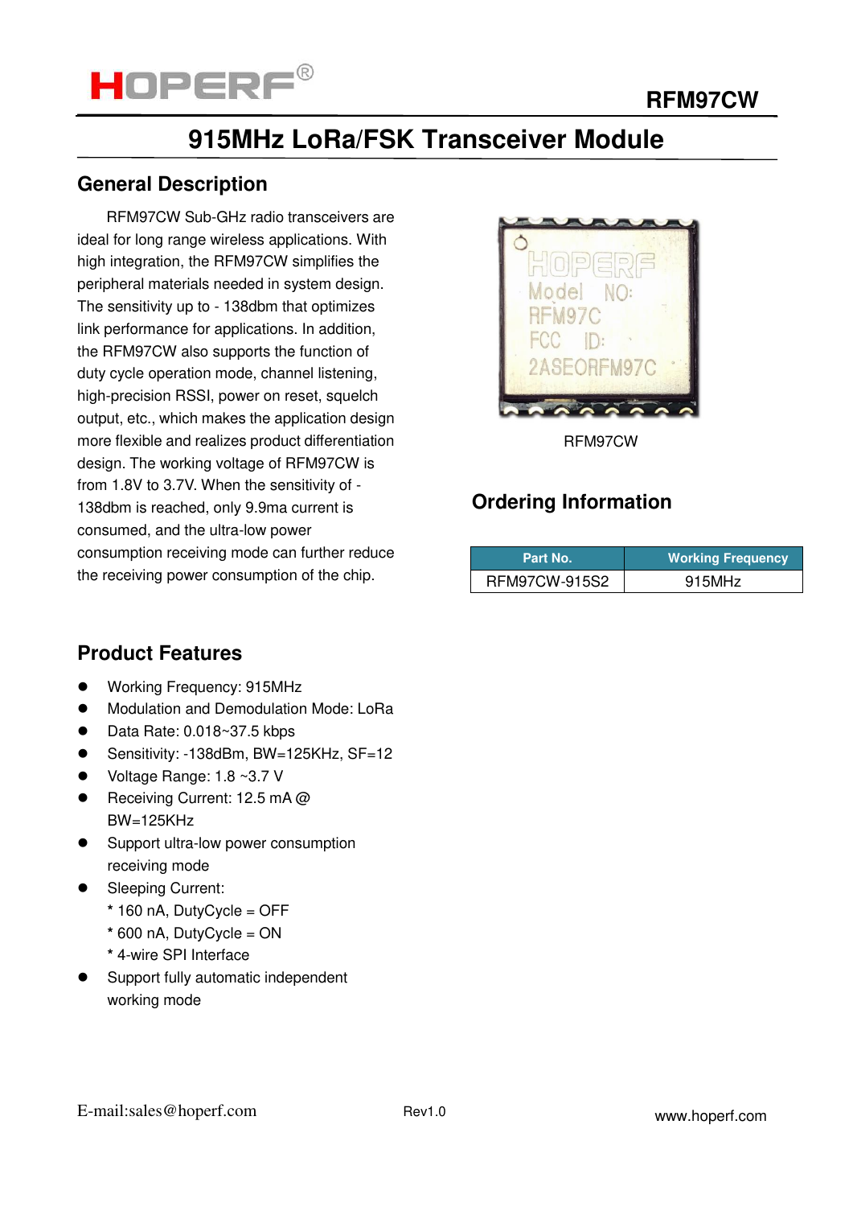# RFM97CW

## 915MHz LoRa/FSK Transceiver Module

## General Description

RFM97CW Sub-GHz radio transceivers are ideal for long range wireless applications. With high integration, the RFM97CW simplifies the peripheral materials needed in system design. The sensitivity up to - 138dbm that optimizes link performance for applications. In addition, the RFM97CW also supports the function of duty cycle operation mode, channel listening, high-precision RSSI, power on reset, squelch output, etc., which makes the application design more flexible and realizes product differentiation design. The working voltage of RFM97CW is from 1.8V to 3.7V. When the sensitivity of - 138dbm is reached, only 9.9ma current is consumed, and the ultra-low power consumption receiving mode can further reduce the receiving power consumption of the chip.

RFM97CW

## Ordering Information

| Part No. | Working Frequency |
|---|---|
| RFM97CW-915S2 | 915MHz |

## Product Features

- Working Frequency: 915MHz
- Modulation and Demodulation Mode: LoRa
- Data Rate: 0.018~37.5 kbps
- Sensitivity: -138dBm, BW=125KHz, SF=12
- Voltage Range: 1.8 ~3.7 V
- Receiving Current: 12.5 mA @ BW=125KHz
- Support ultra-low power consumption receiving mode
- Sleeping Current:
  * 160 nA, DutyCycle = OFF
  * 600 nA, DutyCycle = ON
  * 4-wire SPI Interface
- Support fully automatic independent working mode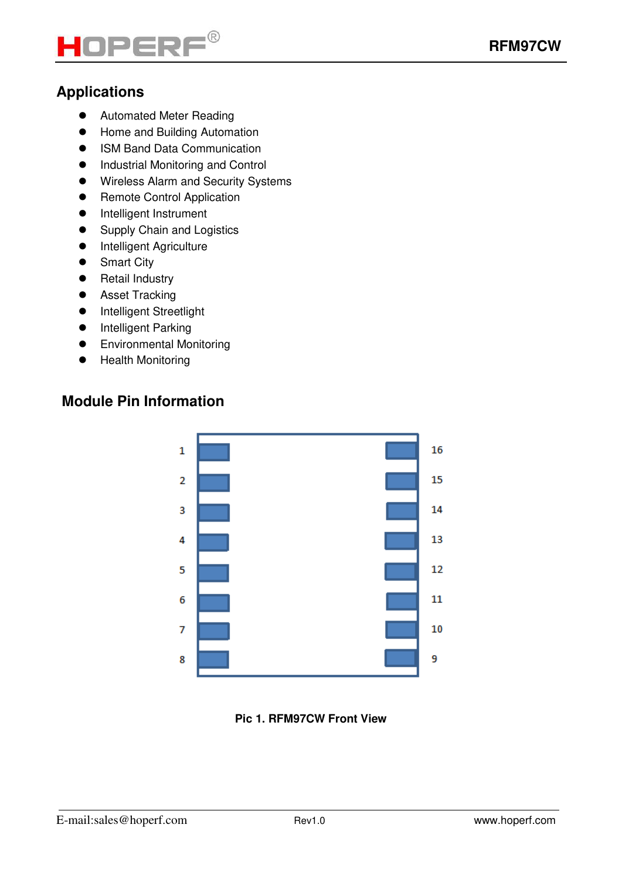## Applications

- Automated Meter Reading
- Home and Building Automation
- ISM Band Data Communication
- Industrial Monitoring and Control
- Wireless Alarm and Security Systems
- Remote Control Application
- Intelligent Instrument
- Supply Chain and Logistics
- Intelligent Agriculture
- Smart City
- Retail Industry
- Asset Tracking
- Intelligent Streetlight
- Intelligent Parking
- Environmental Monitoring
- Health Monitoring

## Module Pin Information

Pic 1. RFM97CW Front View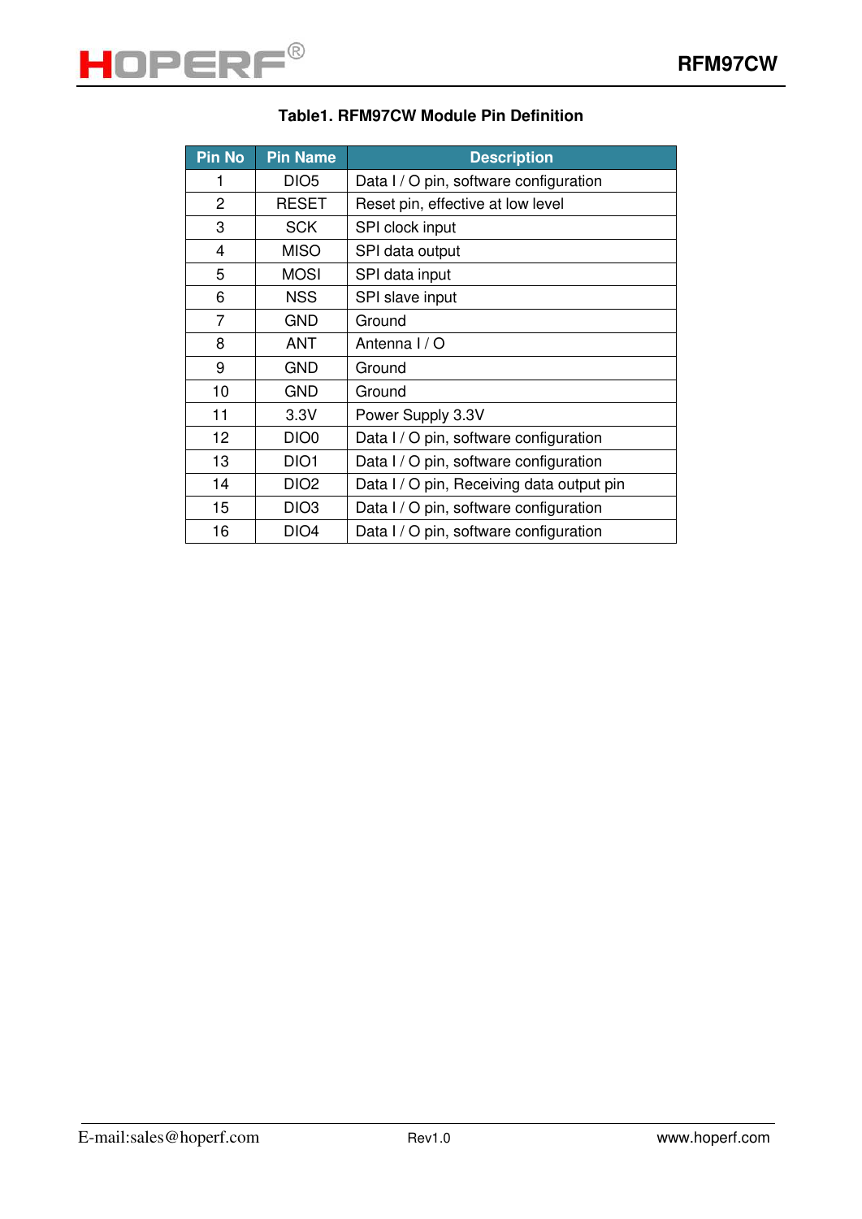**Table1. RFM97CW Module Pin Definition**

| Pin No | Pin Name | Description |
|---|---|---|
| 1 | DIO5 | Data I / O pin, software configuration |
| 2 | RESET | Reset pin, effective at low level |
| 3 | SCK | SPI clock input |
| 4 | MISO | SPI data output |
| 5 | MOSI | SPI data input |
| 6 | NSS | SPI slave input |
| 7 | GND | Ground |
| 8 | ANT | Antenna I / O |
| 9 | GND | Ground |
| 10 | GND | Ground |
| 11 | 3.3V | Power Supply 3.3V |
| 12 | DIO0 | Data I / O pin, software configuration |
| 13 | DIO1 | Data I / O pin, software configuration |
| 14 | DIO2 | Data I / O pin, Receiving data output pin |
| 15 | DIO3 | Data I / O pin, software configuration |
| 16 | DIO4 | Data I / O pin, software configuration |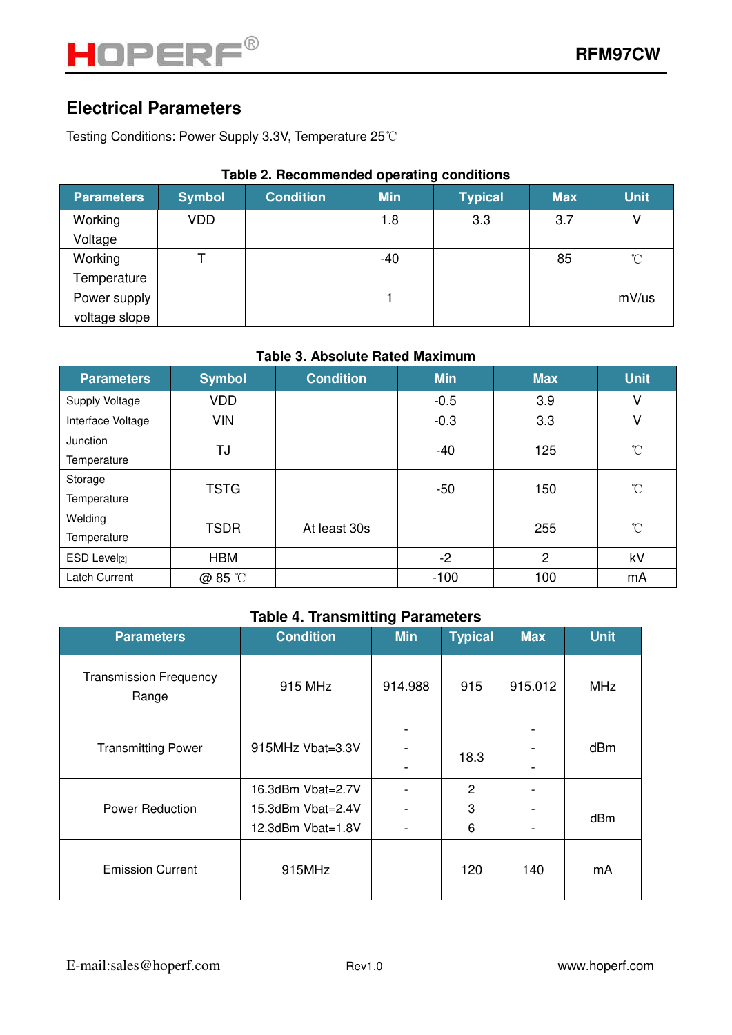## Electrical Parameters

Testing Conditions: Power Supply 3.3V, Temperature 25℃

**Table 2. Recommended operating conditions**

| Parameters | Symbol | Condition | Min | Typical | Max | Unit |
|---|---|---|---|---|---|---|
| Working Voltage | VDD | | 1.8 | 3.3 | 3.7 | V |
| Working Temperature | T | | -40 | | 85 | ℃ |
| Power supply voltage slope | | | 1 | | | mV/us |

**Table 3. Absolute Rated Maximum**

| Parameters | Symbol | Condition | Min | Max | Unit |
|---|---|---|---|---|---|
| Supply Voltage | VDD | | -0.5 | 3.9 | V |
| Interface Voltage | VIN | | -0.3 | 3.3 | V |
| Junction Temperature | TJ | | -40 | 125 | ℃ |
| Storage Temperature | TSTG | | -50 | 150 | ℃ |
| Welding Temperature | TSDR | At least 30s | | 255 | ℃ |
| ESD Level[2] | HBM | | -2 | 2 | kV |
| Latch Current | @ 85 ℃ | | -100 | 100 | mA |

**Table 4. Transmitting Parameters**

| Parameters | Condition | Min | Typical | Max | Unit |
|---|---|---|---|---|---|
| Transmission Frequency Range | 915 MHz | 914.988 | 915 | 915.012 | MHz |
| Transmitting Power | 915MHz Vbat=3.3V | - - - | 18.3 | - - - | dBm |
| Power Reduction | 16.3dBm Vbat=2.7V<br>15.3dBm Vbat=2.4V<br>12.3dBm Vbat=1.8V | -<br>-<br>- | 2<br>3<br>6 | -<br>-<br>- | dBm |
| Emission Current | 915MHz | | 120 | 140 | mA |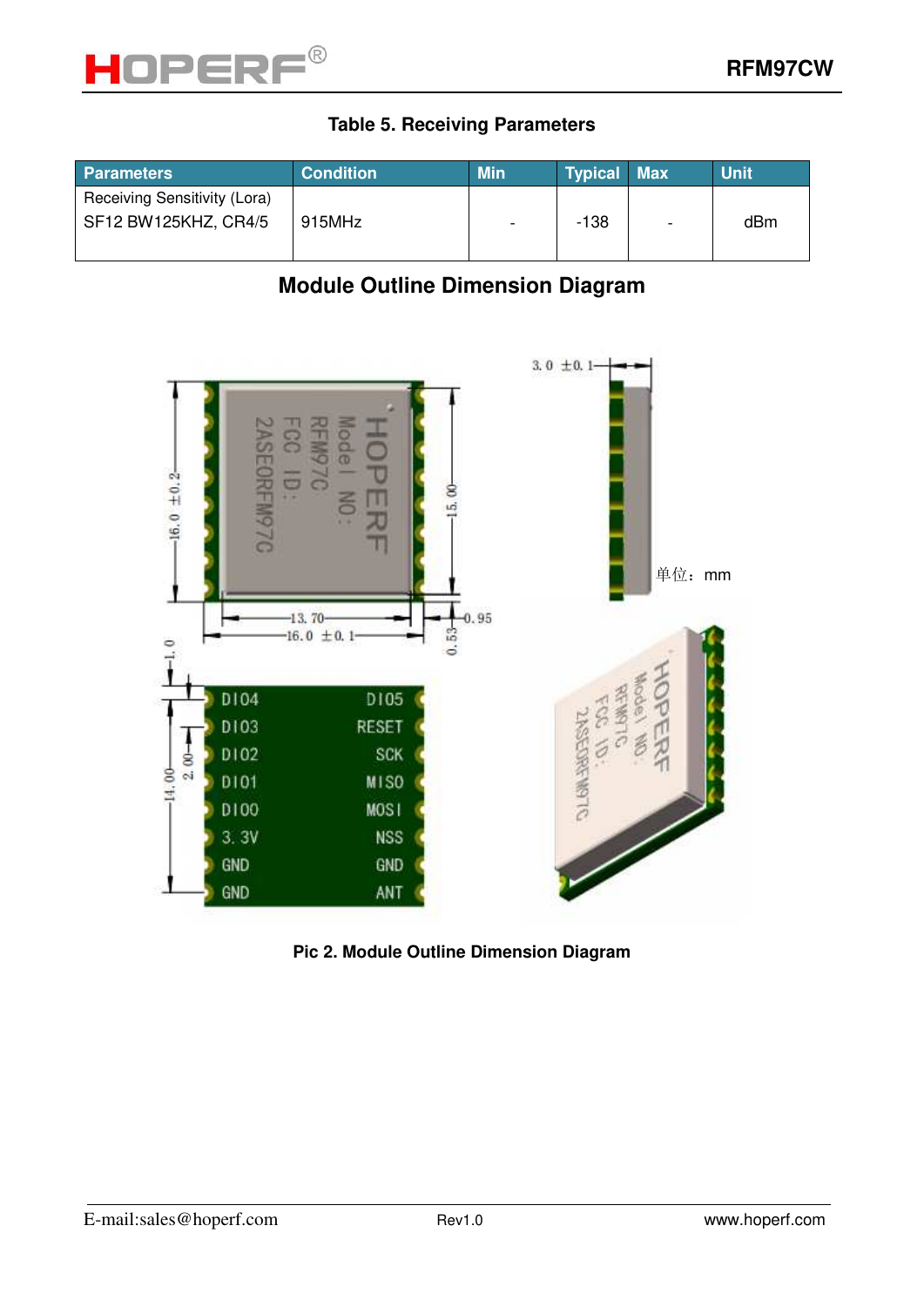**Table 5. Receiving Parameters**

| Parameters | Condition | Min | Typical | Max | Unit |
|---|---|---|---|---|---|
| Receiving Sensitivity (Lora) SF12 BW125KHZ, CR4/5 | 915MHz | - | -138 | - | dBm |

## Module Outline Dimension Diagram

**Pic 2. Module Outline Dimension Diagram**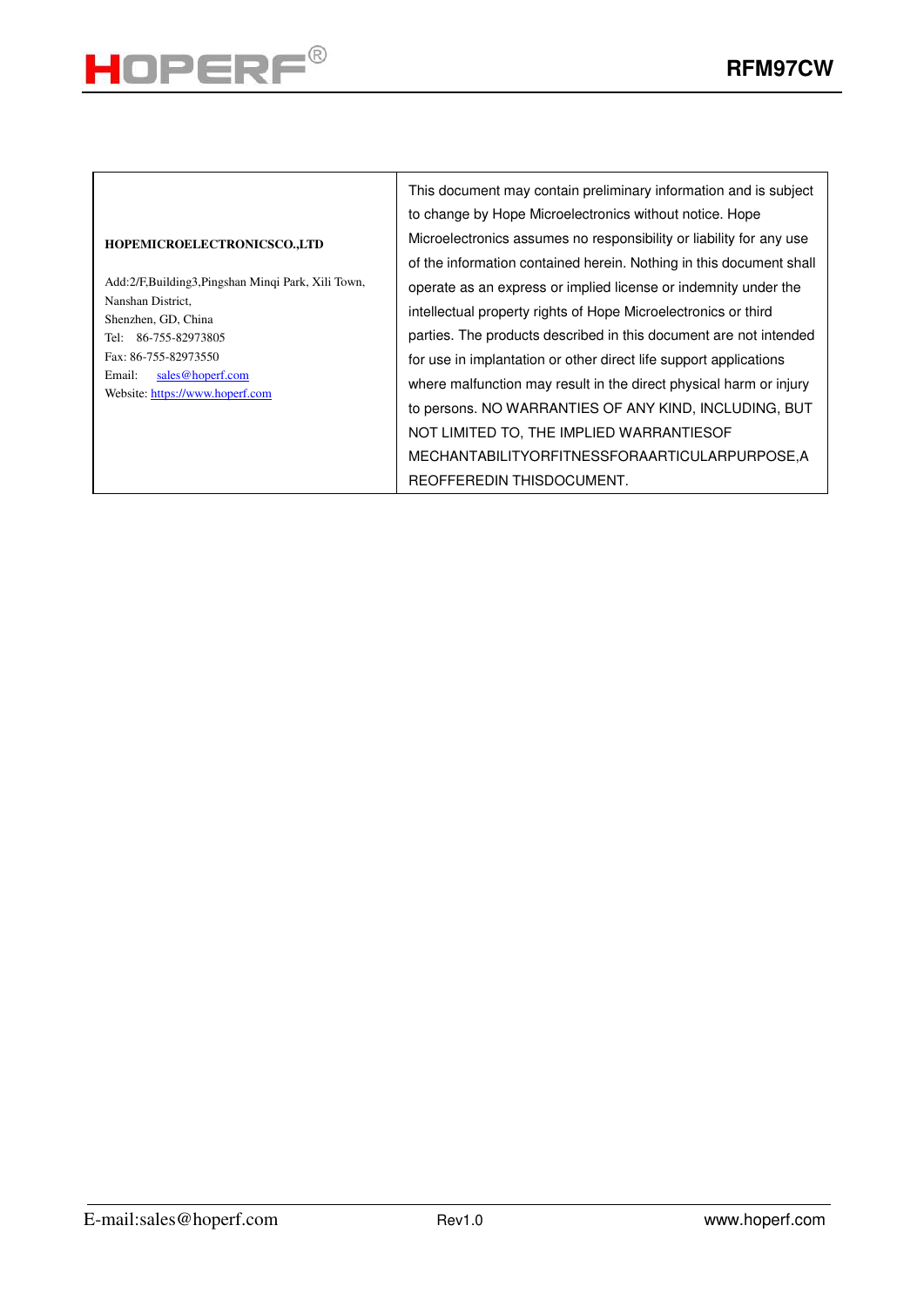| | |
|---|---|
| **HOPEMICROELECTRONICSCO.,LTD**<br><br>Add:2/F,Building3,Pingshan Minqi Park, Xili Town, Nanshan District,<br>Shenzhen, GD, China<br>Tel: 86-755-82973805<br>Fax: 86-755-82973550<br>Email: sales@hoperf.com<br>Website: https://www.hoperf.com | This document may contain preliminary information and is subject to change by Hope Microelectronics without notice. Hope Microelectronics assumes no responsibility or liability for any use of the information contained herein. Nothing in this document shall operate as an express or implied license or indemnity under the intellectual property rights of Hope Microelectronics or third parties. The products described in this document are not intended for use in implantation or other direct life support applications where malfunction may result in the direct physical harm or injury to persons. NO WARRANTIES OF ANY KIND, INCLUDING, BUT NOT LIMITED TO, THE IMPLIED WARRANTIESOF MECHANTABILITYORFITNESSFORAARTICULARPURPOSE,A REOFFEREDIN THISDOCUMENT. |